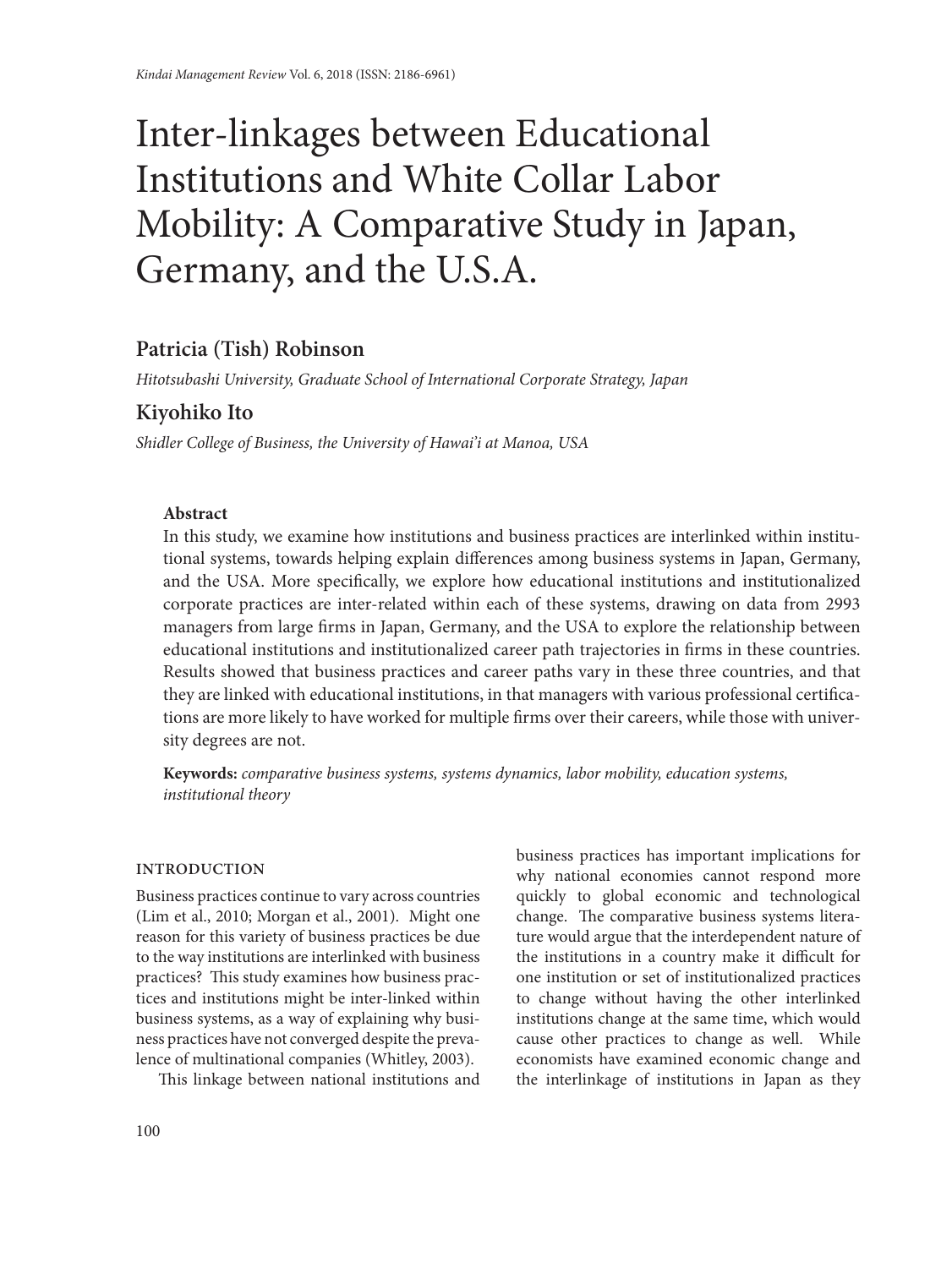# Inter-linkages between Educational Institutions and White Collar Labor Mobility: A Comparative Study in Japan, Germany, and the U.S.A.

**Patricia (Tish) Robinson**

*Hitotsubashi University, Graduate School of International Corporate Strategy, Japan*

**Kiyohiko Ito**

*Shidler College of Business, the University of Hawai'i at Manoa, USA*

**Abstract**

In this study, we examine how institutions and business practices are interlinked within institutional systems, towards helping explain differences among business systems in Japan, Germany, and the USA. More specifically, we explore how educational institutions and institutionalized corporate practices are inter-related within each of these systems, drawing on data from 2993 managers from large firms in Japan, Germany, and the USA to explore the relationship between educational institutions and institutionalized career path trajectories in firms in these countries. Results showed that business practices and career paths vary in these three countries, and that they are linked with educational institutions, in that managers with various professional certifications are more likely to have worked for multiple firms over their careers, while those with university degrees are not.

**Keywords:** *comparative business systems, systems dynamics, labor mobility, education systems, institutional theory*

## INTRODUCTION

Business practices continue to vary across countries (Lim et al., 2010; Morgan et al., 2001). Might one reason for this variety of business practices be due to the way institutions are interlinked with business practices? This study examines how business practices and institutions might be inter-linked within business systems, as a way of explaining why business practices have not converged despite the prevalence of multinational companies (Whitley, 2003).

This linkage between national institutions and business practices has important implications for why national economies cannot respond more quickly to global economic and technological change. The comparative business systems literature would argue that the interdependent nature of the institutions in a country make it difficult for one institution or set of institutionalized practices to change without having the other interlinked institutions change at the same time, which would cause other practices to change as well. While economists have examined economic change and the interlinkage of institutions in Japan as they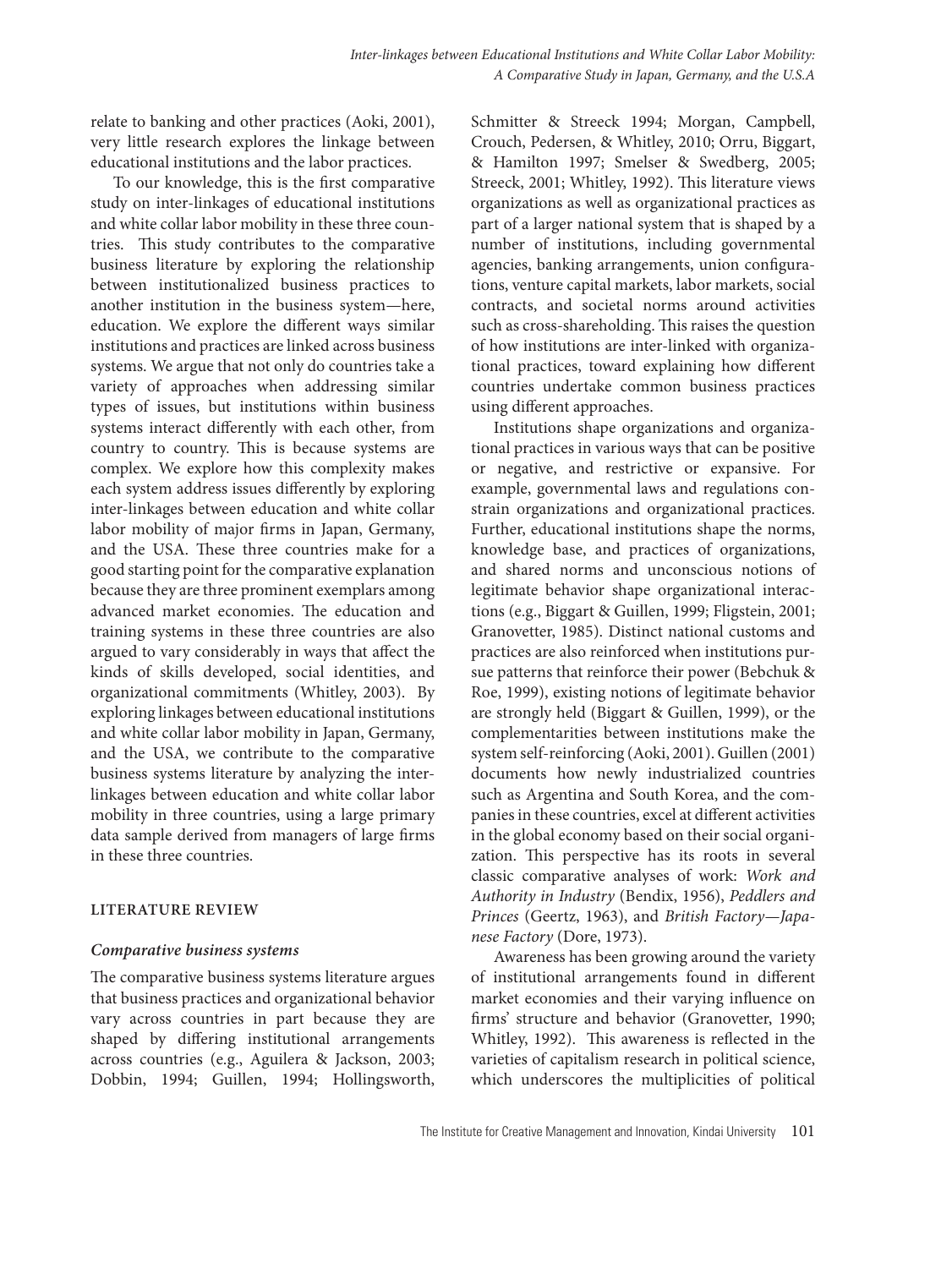relate to banking and other practices (Aoki, 2001), very little research explores the linkage between educational institutions and the labor practices.

To our knowledge, this is the first comparative study on inter-linkages of educational institutions and white collar labor mobility in these three countries. This study contributes to the comparative business literature by exploring the relationship between institutionalized business practices to another institution in the business system—here, education. We explore the different ways similar institutions and practices are linked across business systems. We argue that not only do countries take a variety of approaches when addressing similar types of issues, but institutions within business systems interact differently with each other, from country to country. This is because systems are complex. We explore how this complexity makes each system address issues differently by exploring inter-linkages between education and white collar labor mobility of major firms in Japan, Germany, and the USA. These three countries make for a good starting point for the comparative explanation because they are three prominent exemplars among advanced market economies. The education and training systems in these three countries are also argued to vary considerably in ways that affect the kinds of skills developed, social identities, and organizational commitments (Whitley, 2003). By exploring linkages between educational institutions and white collar labor mobility in Japan, Germany, and the USA, we contribute to the comparative business systems literature by analyzing the inter-linkages between education and white collar labor mobility in three countries, using a large primary data sample derived from managers of large firms in these three countries.

## LITERATURE REVIEW

### *Comparative business systems*

The comparative business systems literature argues that business practices and organizational behavior vary across countries in part because they are shaped by differing institutional arrangements across countries (e.g., Aguilera & Jackson, 2003; Dobbin, 1994; Guillen, 1994; Hollingsworth, Schmitter & Streeck 1994; Morgan, Campbell, Crouch, Pedersen, & Whitley, 2010; Orru, Biggart, & Hamilton 1997; Smelser & Swedberg, 2005; Streeck, 2001; Whitley, 1992). This literature views organizations as well as organizational practices as part of a larger national system that is shaped by a number of institutions, including governmental agencies, banking arrangements, union configurations, venture capital markets, labor markets, social contracts, and societal norms around activities such as cross-shareholding. This raises the question of how institutions are inter-linked with organizational practices, toward explaining how different countries undertake common business practices using different approaches.

Institutions shape organizations and organizational practices in various ways that can be positive or negative, and restrictive or expansive. For example, governmental laws and regulations constrain organizations and organizational practices. Further, educational institutions shape the norms, knowledge base, and practices of organizations, and shared norms and unconscious notions of legitimate behavior shape organizational interactions (e.g., Biggart & Guillen, 1999; Fligstein, 2001; Granovetter, 1985). Distinct national customs and practices are also reinforced when institutions pursue patterns that reinforce their power (Bebchuk & Roe, 1999), existing notions of legitimate behavior are strongly held (Biggart & Guillen, 1999), or the complementarities between institutions make the system self-reinforcing (Aoki, 2001). Guillen (2001) documents how newly industrialized countries such as Argentina and South Korea, and the companies in these countries, excel at different activities in the global economy based on their social organization. This perspective has its roots in several classic comparative analyses of work: *Work and Authority in Industry* (Bendix, 1956), *Peddlers and Princes* (Geertz, 1963), and *British Factory—Japanese Factory* (Dore, 1973).

Awareness has been growing around the variety of institutional arrangements found in different market economies and their varying influence on firms' structure and behavior (Granovetter, 1990; Whitley, 1992). This awareness is reflected in the varieties of capitalism research in political science, which underscores the multiplicities of political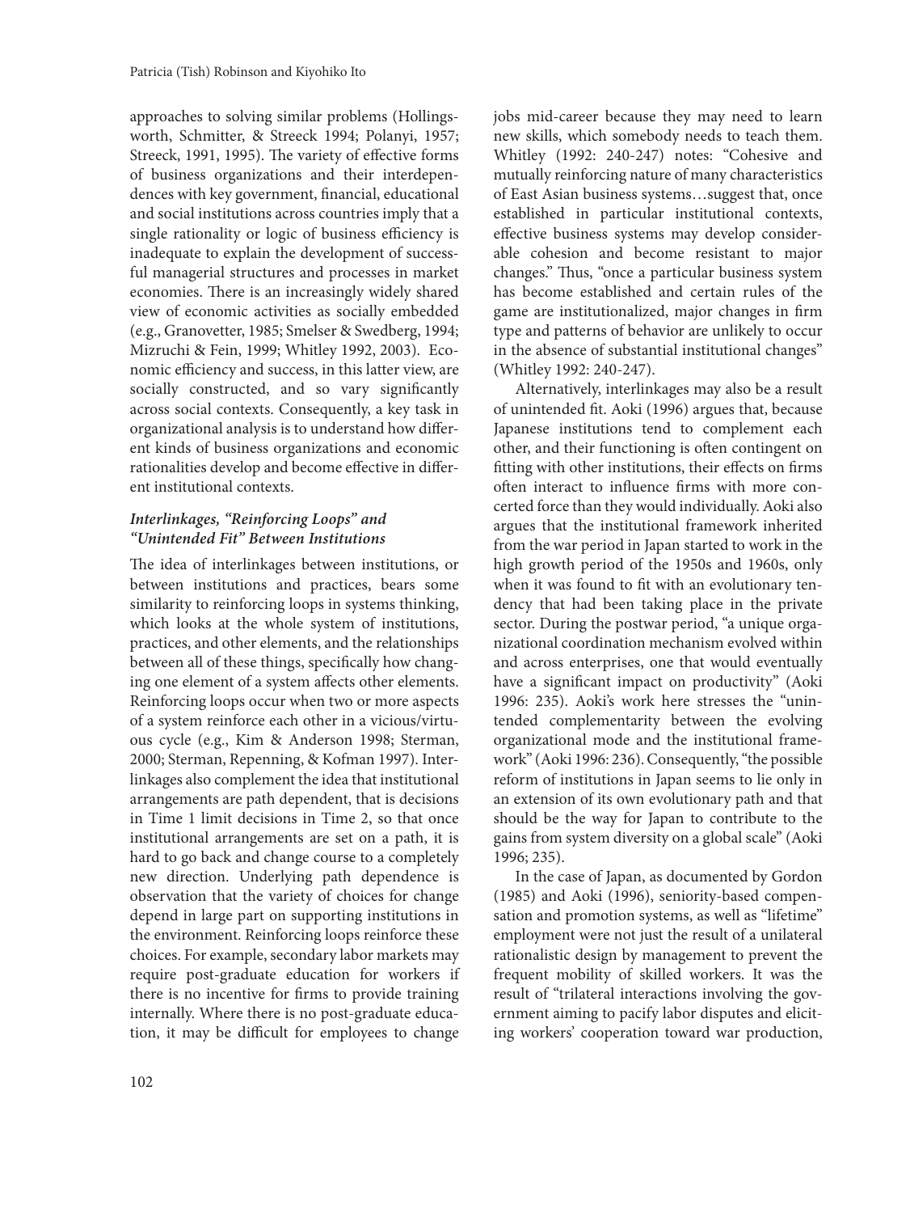approaches to solving similar problems (Hollingsworth, Schmitter, & Streeck 1994; Polanyi, 1957; Streeck, 1991, 1995). The variety of effective forms of business organizations and their interdependences with key government, financial, educational and social institutions across countries imply that a single rationality or logic of business efficiency is inadequate to explain the development of successful managerial structures and processes in market economies. There is an increasingly widely shared view of economic activities as socially embedded (e.g., Granovetter, 1985; Smelser & Swedberg, 1994; Mizruchi & Fein, 1999; Whitley 1992, 2003). Economic efficiency and success, in this latter view, are socially constructed, and so vary significantly across social contexts. Consequently, a key task in organizational analysis is to understand how different kinds of business organizations and economic rationalities develop and become effective in different institutional contexts.

### *Interlinkages, "Reinforcing Loops" and "Unintended Fit" Between Institutions*

The idea of interlinkages between institutions, or between institutions and practices, bears some similarity to reinforcing loops in systems thinking, which looks at the whole system of institutions, practices, and other elements, and the relationships between all of these things, specifically how changing one element of a system affects other elements. Reinforcing loops occur when two or more aspects of a system reinforce each other in a vicious/virtuous cycle (e.g., Kim & Anderson 1998; Sterman, 2000; Sterman, Repenning, & Kofman 1997). Interlinkages also complement the idea that institutional arrangements are path dependent, that is decisions in Time 1 limit decisions in Time 2, so that once institutional arrangements are set on a path, it is hard to go back and change course to a completely new direction. Underlying path dependence is observation that the variety of choices for change depend in large part on supporting institutions in the environment. Reinforcing loops reinforce these choices. For example, secondary labor markets may require post-graduate education for workers if there is no incentive for firms to provide training internally. Where there is no post-graduate education, it may be difficult for employees to change jobs mid-career because they may need to learn new skills, which somebody needs to teach them. Whitley (1992: 240-247) notes: "Cohesive and mutually reinforcing nature of many characteristics of East Asian business systems…suggest that, once established in particular institutional contexts, effective business systems may develop considerable cohesion and become resistant to major changes." Thus, "once a particular business system has become established and certain rules of the game are institutionalized, major changes in firm type and patterns of behavior are unlikely to occur in the absence of substantial institutional changes" (Whitley 1992: 240-247).

Alternatively, interlinkages may also be a result of unintended fit. Aoki (1996) argues that, because Japanese institutions tend to complement each other, and their functioning is often contingent on fitting with other institutions, their effects on firms often interact to influence firms with more concerted force than they would individually. Aoki also argues that the institutional framework inherited from the war period in Japan started to work in the high growth period of the 1950s and 1960s, only when it was found to fit with an evolutionary tendency that had been taking place in the private sector. During the postwar period, "a unique organizational coordination mechanism evolved within and across enterprises, one that would eventually have a significant impact on productivity" (Aoki 1996: 235). Aoki's work here stresses the "unintended complementarity between the evolving organizational mode and the institutional framework" (Aoki 1996: 236). Consequently, "the possible reform of institutions in Japan seems to lie only in an extension of its own evolutionary path and that should be the way for Japan to contribute to the gains from system diversity on a global scale" (Aoki 1996; 235).

In the case of Japan, as documented by Gordon (1985) and Aoki (1996), seniority-based compensation and promotion systems, as well as "lifetime" employment were not just the result of a unilateral rationalistic design by management to prevent the frequent mobility of skilled workers. It was the result of "trilateral interactions involving the government aiming to pacify labor disputes and eliciting workers' cooperation toward war production,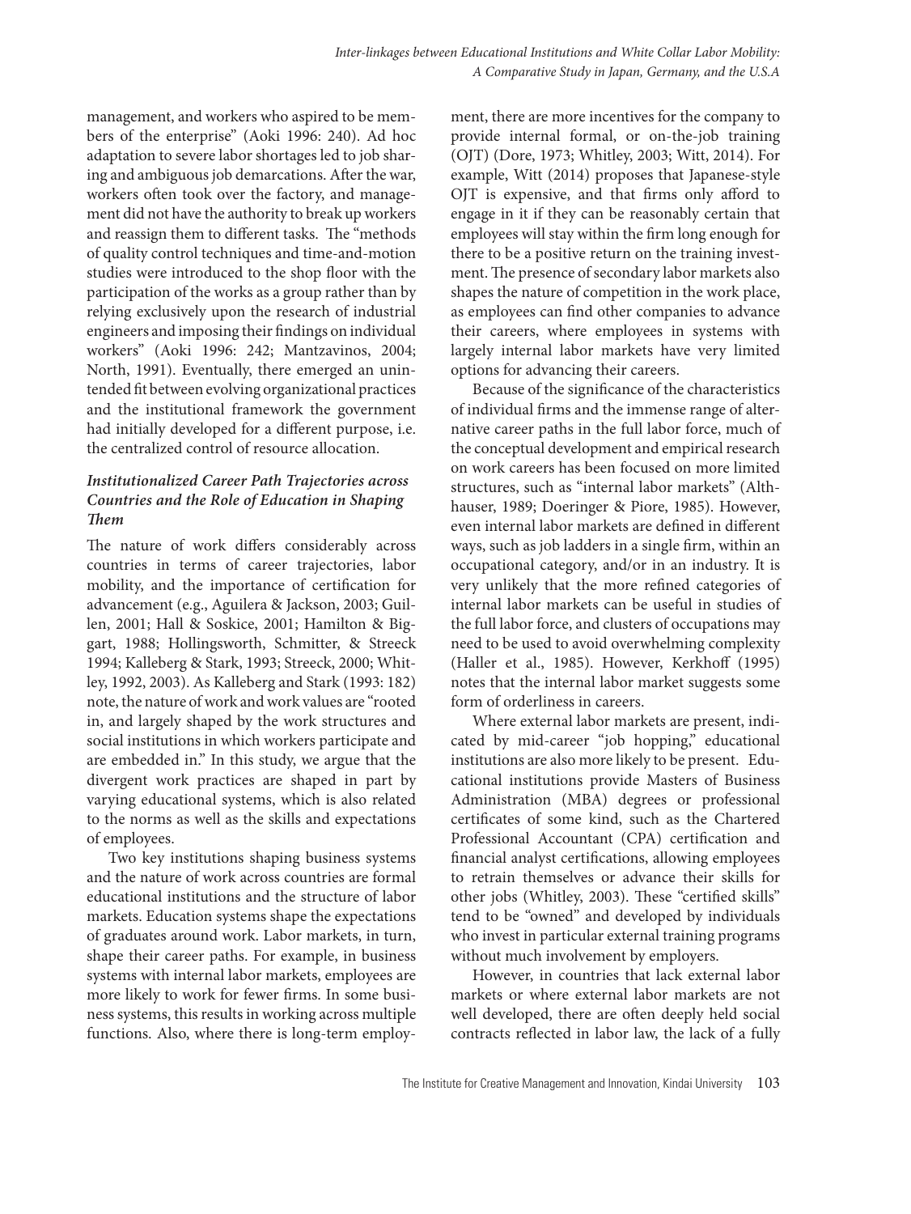management, and workers who aspired to be members of the enterprise" (Aoki 1996: 240). Ad hoc adaptation to severe labor shortages led to job sharing and ambiguous job demarcations. After the war, workers often took over the factory, and management did not have the authority to break up workers and reassign them to different tasks. The "methods of quality control techniques and time-and-motion studies were introduced to the shop floor with the participation of the works as a group rather than by relying exclusively upon the research of industrial engineers and imposing their findings on individual workers" (Aoki 1996: 242; Mantzavinos, 2004; North, 1991). Eventually, there emerged an unintended fit between evolving organizational practices and the institutional framework the government had initially developed for a different purpose, i.e. the centralized control of resource allocation.

### *Institutionalized Career Path Trajectories across Countries and the Role of Education in Shaping Them*

The nature of work differs considerably across countries in terms of career trajectories, labor mobility, and the importance of certification for advancement (e.g., Aguilera & Jackson, 2003; Guillen, 2001; Hall & Soskice, 2001; Hamilton & Biggart, 1988; Hollingsworth, Schmitter, & Streeck 1994; Kalleberg & Stark, 1993; Streeck, 2000; Whitley, 1992, 2003). As Kalleberg and Stark (1993: 182) note, the nature of work and work values are "rooted in, and largely shaped by the work structures and social institutions in which workers participate and are embedded in." In this study, we argue that the divergent work practices are shaped in part by varying educational systems, which is also related to the norms as well as the skills and expectations of employees.

Two key institutions shaping business systems and the nature of work across countries are formal educational institutions and the structure of labor markets. Education systems shape the expectations of graduates around work. Labor markets, in turn, shape their career paths. For example, in business systems with internal labor markets, employees are more likely to work for fewer firms. In some business systems, this results in working across multiple functions. Also, where there is long-term employment, there are more incentives for the company to provide internal formal, or on-the-job training (OJT) (Dore, 1973; Whitley, 2003; Witt, 2014). For example, Witt (2014) proposes that Japanese-style OJT is expensive, and that firms only afford to engage in it if they can be reasonably certain that employees will stay within the firm long enough for there to be a positive return on the training investment. The presence of secondary labor markets also shapes the nature of competition in the work place, as employees can find other companies to advance their careers, where employees in systems with largely internal labor markets have very limited options for advancing their careers.

Because of the significance of the characteristics of individual firms and the immense range of alternative career paths in the full labor force, much of the conceptual development and empirical research on work careers has been focused on more limited structures, such as "internal labor markets" (Althhauser, 1989; Doeringer & Piore, 1985). However, even internal labor markets are defined in different ways, such as job ladders in a single firm, within an occupational category, and/or in an industry. It is very unlikely that the more refined categories of internal labor markets can be useful in studies of the full labor force, and clusters of occupations may need to be used to avoid overwhelming complexity (Haller et al., 1985). However, Kerkhoff (1995) notes that the internal labor market suggests some form of orderliness in careers.

Where external labor markets are present, indicated by mid-career "job hopping," educational institutions are also more likely to be present. Educational institutions provide Masters of Business Administration (MBA) degrees or professional certificates of some kind, such as the Chartered Professional Accountant (CPA) certification and financial analyst certifications, allowing employees to retrain themselves or advance their skills for other jobs (Whitley, 2003). These "certified skills" tend to be "owned" and developed by individuals who invest in particular external training programs without much involvement by employers.

However, in countries that lack external labor markets or where external labor markets are not well developed, there are often deeply held social contracts reflected in labor law, the lack of a fully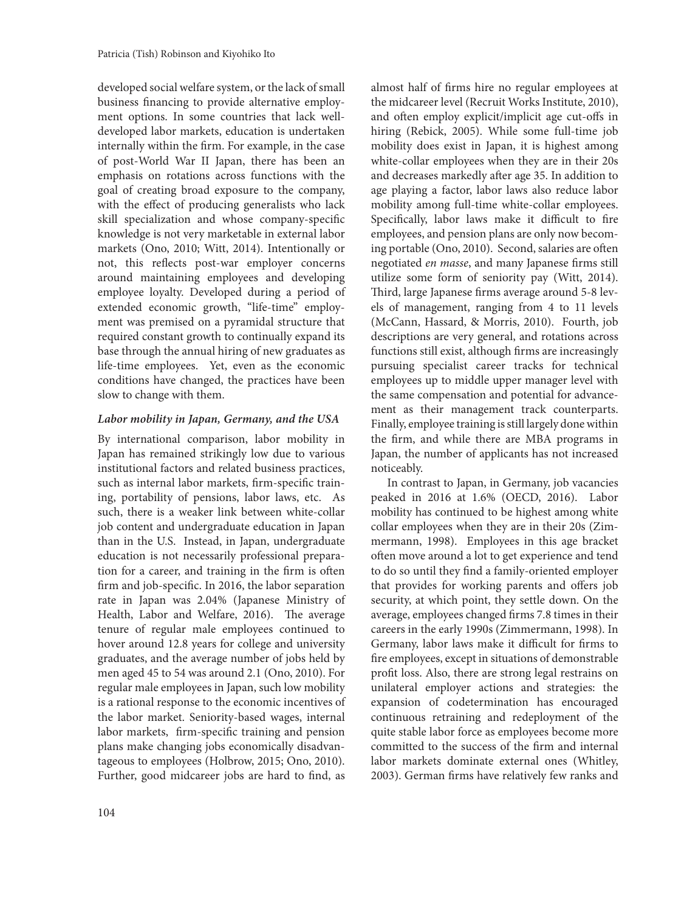developed social welfare system, or the lack of small business financing to provide alternative employment options. In some countries that lack well-developed labor markets, education is undertaken internally within the firm. For example, in the case of post-World War II Japan, there has been an emphasis on rotations across functions with the goal of creating broad exposure to the company, with the effect of producing generalists who lack skill specialization and whose company-specific knowledge is not very marketable in external labor markets (Ono, 2010; Witt, 2014). Intentionally or not, this reflects post-war employer concerns around maintaining employees and developing employee loyalty. Developed during a period of extended economic growth, "life-time" employment was premised on a pyramidal structure that required constant growth to continually expand its base through the annual hiring of new graduates as life-time employees. Yet, even as the economic conditions have changed, the practices have been slow to change with them.

### *Labor mobility in Japan, Germany, and the USA*

By international comparison, labor mobility in Japan has remained strikingly low due to various institutional factors and related business practices, such as internal labor markets, firm-specific training, portability of pensions, labor laws, etc. As such, there is a weaker link between white-collar job content and undergraduate education in Japan than in the U.S. Instead, in Japan, undergraduate education is not necessarily professional preparation for a career, and training in the firm is often firm and job-specific. In 2016, the labor separation rate in Japan was 2.04% (Japanese Ministry of Health, Labor and Welfare, 2016). The average tenure of regular male employees continued to hover around 12.8 years for college and university graduates, and the average number of jobs held by men aged 45 to 54 was around 2.1 (Ono, 2010). For regular male employees in Japan, such low mobility is a rational response to the economic incentives of the labor market. Seniority-based wages, internal labor markets, firm-specific training and pension plans make changing jobs economically disadvantageous to employees (Holbrow, 2015; Ono, 2010). Further, good midcareer jobs are hard to find, as almost half of firms hire no regular employees at the midcareer level (Recruit Works Institute, 2010), and often employ explicit/implicit age cut-offs in hiring (Rebick, 2005). While some full-time job mobility does exist in Japan, it is highest among white-collar employees when they are in their 20s and decreases markedly after age 35. In addition to age playing a factor, labor laws also reduce labor mobility among full-time white-collar employees. Specifically, labor laws make it difficult to fire employees, and pension plans are only now becoming portable (Ono, 2010). Second, salaries are often negotiated *en masse*, and many Japanese firms still utilize some form of seniority pay (Witt, 2014). Third, large Japanese firms average around 5-8 levels of management, ranging from 4 to 11 levels (McCann, Hassard, & Morris, 2010). Fourth, job descriptions are very general, and rotations across functions still exist, although firms are increasingly pursuing specialist career tracks for technical employees up to middle upper manager level with the same compensation and potential for advancement as their management track counterparts. Finally, employee training is still largely done within the firm, and while there are MBA programs in Japan, the number of applicants has not increased noticeably.

In contrast to Japan, in Germany, job vacancies peaked in 2016 at 1.6% (OECD, 2016). Labor mobility has continued to be highest among white collar employees when they are in their 20s (Zimmermann, 1998). Employees in this age bracket often move around a lot to get experience and tend to do so until they find a family-oriented employer that provides for working parents and offers job security, at which point, they settle down. On the average, employees changed firms 7.8 times in their careers in the early 1990s (Zimmermann, 1998). In Germany, labor laws make it difficult for firms to fire employees, except in situations of demonstrable profit loss. Also, there are strong legal restrains on unilateral employer actions and strategies: the expansion of codetermination has encouraged continuous retraining and redeployment of the quite stable labor force as employees become more committed to the success of the firm and internal labor markets dominate external ones (Whitley, 2003). German firms have relatively few ranks and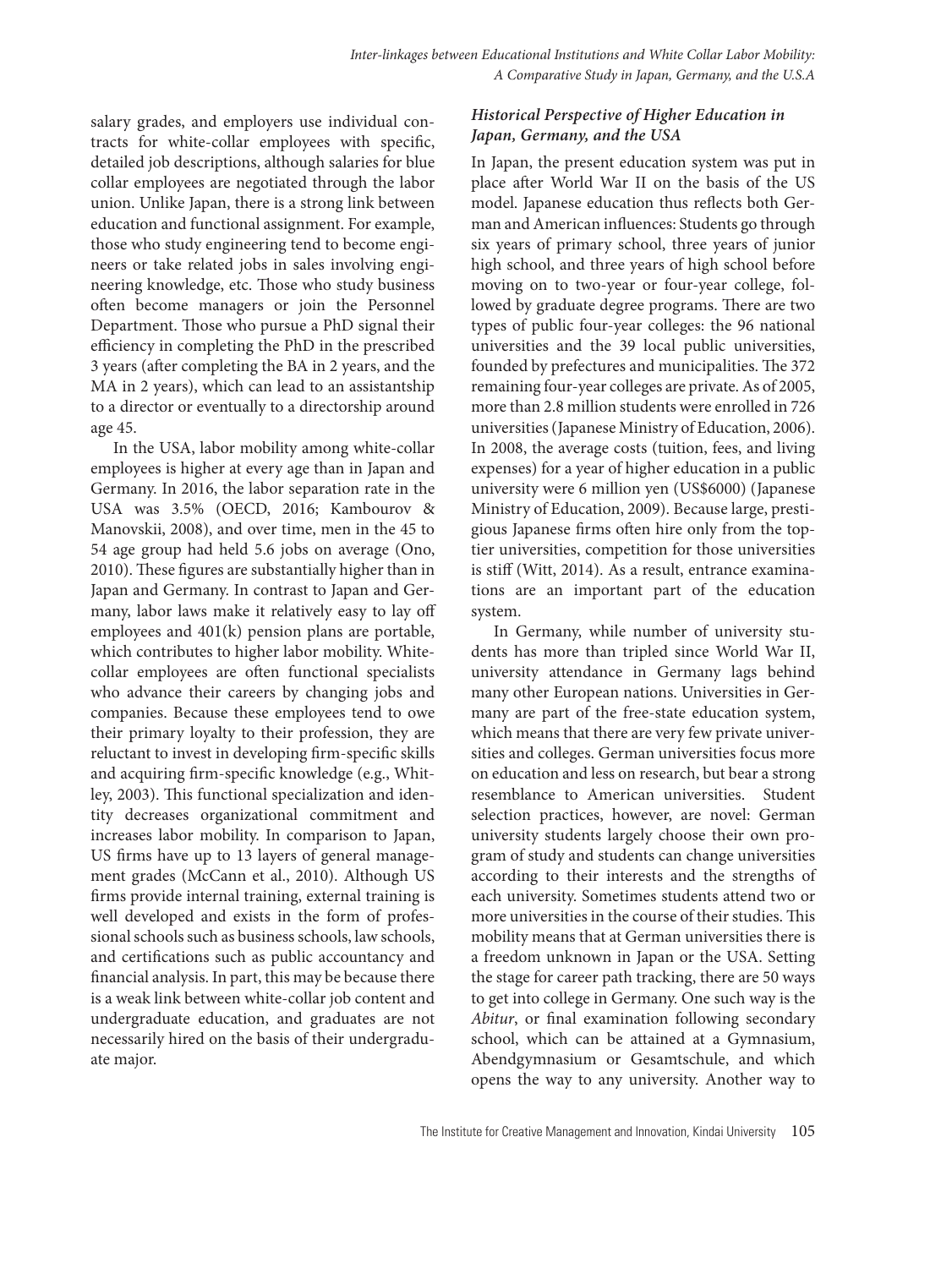salary grades, and employers use individual contracts for white-collar employees with specific, detailed job descriptions, although salaries for blue collar employees are negotiated through the labor union. Unlike Japan, there is a strong link between education and functional assignment. For example, those who study engineering tend to become engineers or take related jobs in sales involving engineering knowledge, etc. Those who study business often become managers or join the Personnel Department. Those who pursue a PhD signal their efficiency in completing the PhD in the prescribed 3 years (after completing the BA in 2 years, and the MA in 2 years), which can lead to an assistantship to a director or eventually to a directorship around age 45.

In the USA, labor mobility among white-collar employees is higher at every age than in Japan and Germany. In 2016, the labor separation rate in the USA was 3.5% (OECD, 2016; Kambourov & Manovskii, 2008), and over time, men in the 45 to 54 age group had held 5.6 jobs on average (Ono, 2010). These figures are substantially higher than in Japan and Germany. In contrast to Japan and Germany, labor laws make it relatively easy to lay off employees and 401(k) pension plans are portable, which contributes to higher labor mobility. White-collar employees are often functional specialists who advance their careers by changing jobs and companies. Because these employees tend to owe their primary loyalty to their profession, they are reluctant to invest in developing firm-specific skills and acquiring firm-specific knowledge (e.g., Whitley, 2003). This functional specialization and identity decreases organizational commitment and increases labor mobility. In comparison to Japan, US firms have up to 13 layers of general management grades (McCann et al., 2010). Although US firms provide internal training, external training is well developed and exists in the form of professional schools such as business schools, law schools, and certifications such as public accountancy and financial analysis. In part, this may be because there is a weak link between white-collar job content and undergraduate education, and graduates are not necessarily hired on the basis of their undergraduate major.

### *Historical Perspective of Higher Education in Japan, Germany, and the USA*

In Japan, the present education system was put in place after World War II on the basis of the US model. Japanese education thus reflects both German and American influences: Students go through six years of primary school, three years of junior high school, and three years of high school before moving on to two-year or four-year college, followed by graduate degree programs. There are two types of public four-year colleges: the 96 national universities and the 39 local public universities, founded by prefectures and municipalities. The 372 remaining four-year colleges are private. As of 2005, more than 2.8 million students were enrolled in 726 universities (Japanese Ministry of Education, 2006). In 2008, the average costs (tuition, fees, and living expenses) for a year of higher education in a public university were 6 million yen (US$6000) (Japanese Ministry of Education, 2009). Because large, prestigious Japanese firms often hire only from the top-tier universities, competition for those universities is stiff (Witt, 2014). As a result, entrance examinations are an important part of the education system.

In Germany, while number of university students has more than tripled since World War II, university attendance in Germany lags behind many other European nations. Universities in Germany are part of the free-state education system, which means that there are very few private universities and colleges. German universities focus more on education and less on research, but bear a strong resemblance to American universities. Student selection practices, however, are novel: German university students largely choose their own program of study and students can change universities according to their interests and the strengths of each university. Sometimes students attend two or more universities in the course of their studies. This mobility means that at German universities there is a freedom unknown in Japan or the USA. Setting the stage for career path tracking, there are 50 ways to get into college in Germany. One such way is the *Abitur*, or final examination following secondary school, which can be attained at a Gymnasium, Abendgymnasium or Gesamtschule, and which opens the way to any university. Another way to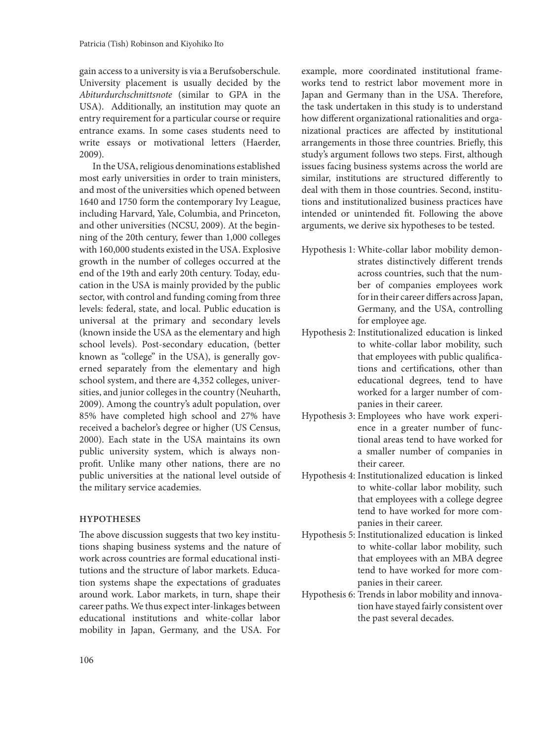gain access to a university is via a Berufsoberschule. University placement is usually decided by the *Abiturdurchschnittsnote* (similar to GPA in the USA). Additionally, an institution may quote an entry requirement for a particular course or require entrance exams. In some cases students need to write essays or motivational letters (Haerder, 2009).

In the USA, religious denominations established most early universities in order to train ministers, and most of the universities which opened between 1640 and 1750 form the contemporary Ivy League, including Harvard, Yale, Columbia, and Princeton, and other universities (NCSU, 2009). At the beginning of the 20th century, fewer than 1,000 colleges with 160,000 students existed in the USA. Explosive growth in the number of colleges occurred at the end of the 19th and early 20th century. Today, education in the USA is mainly provided by the public sector, with control and funding coming from three levels: federal, state, and local. Public education is universal at the primary and secondary levels (known inside the USA as the elementary and high school levels). Post-secondary education, (better known as "college" in the USA), is generally governed separately from the elementary and high school system, and there are 4,352 colleges, universities, and junior colleges in the country (Neuharth, 2009). Among the country's adult population, over 85% have completed high school and 27% have received a bachelor's degree or higher (US Census, 2000). Each state in the USA maintains its own public university system, which is always non-profit. Unlike many other nations, there are no public universities at the national level outside of the military service academies.

## HYPOTHESES

The above discussion suggests that two key institutions shaping business systems and the nature of work across countries are formal educational institutions and the structure of labor markets. Education systems shape the expectations of graduates around work. Labor markets, in turn, shape their career paths. We thus expect inter-linkages between educational institutions and white-collar labor mobility in Japan, Germany, and the USA. For example, more coordinated institutional frameworks tend to restrict labor movement more in Japan and Germany than in the USA. Therefore, the task undertaken in this study is to understand how different organizational rationalities and organizational practices are affected by institutional arrangements in those three countries. Briefly, this study's argument follows two steps. First, although issues facing business systems across the world are similar, institutions are structured differently to deal with them in those countries. Second, institutions and institutionalized business practices have intended or unintended fit. Following the above arguments, we derive six hypotheses to be tested.

Hypothesis 1: White-collar labor mobility demonstrates distinctively different trends across countries, such that the number of companies employees work for in their career differs across Japan, Germany, and the USA, controlling for employee age.

Hypothesis 2: Institutionalized education is linked to white-collar labor mobility, such that employees with public qualifications and certifications, other than educational degrees, tend to have worked for a larger number of companies in their career.

Hypothesis 3: Employees who have work experience in a greater number of functional areas tend to have worked for a smaller number of companies in their career.

Hypothesis 4: Institutionalized education is linked to white-collar labor mobility, such that employees with a college degree tend to have worked for more companies in their career.

Hypothesis 5: Institutionalized education is linked to white-collar labor mobility, such that employees with an MBA degree tend to have worked for more companies in their career.

Hypothesis 6: Trends in labor mobility and innovation have stayed fairly consistent over the past several decades.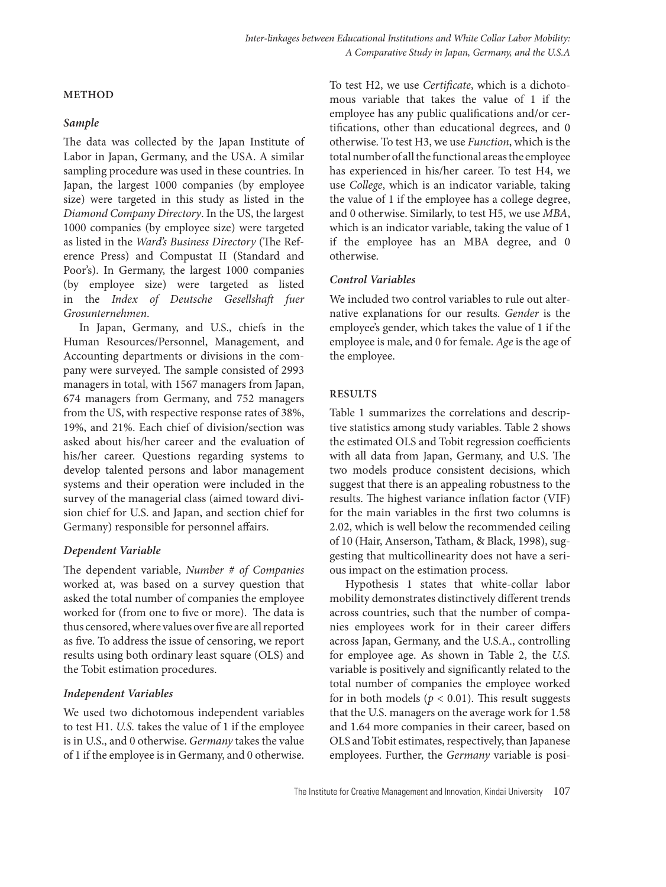## METHOD

### Sample

The data was collected by the Japan Institute of Labor in Japan, Germany, and the USA. A similar sampling procedure was used in these countries. In Japan, the largest 1000 companies (by employee size) were targeted in this study as listed in the *Diamond Company Directory*. In the US, the largest 1000 companies (by employee size) were targeted as listed in the *Ward's Business Directory* (The Reference Press) and Compustat II (Standard and Poor's). In Germany, the largest 1000 companies (by employee size) were targeted as listed in the *Index of Deutsche Gesellshaft fuer Grosunternehmen*.

In Japan, Germany, and U.S., chiefs in the Human Resources/Personnel, Management, and Accounting departments or divisions in the company were surveyed. The sample consisted of 2993 managers in total, with 1567 managers from Japan, 674 managers from Germany, and 752 managers from the US, with respective response rates of 38%, 19%, and 21%. Each chief of division/section was asked about his/her career and the evaluation of his/her career. Questions regarding systems to develop talented persons and labor management systems and their operation were included in the survey of the managerial class (aimed toward division chief for U.S. and Japan, and section chief for Germany) responsible for personnel affairs.

### Dependent Variable

The dependent variable, *Number # of Companies* worked at, was based on a survey question that asked the total number of companies the employee worked for (from one to five or more). The data is thus censored, where values over five are all reported as five. To address the issue of censoring, we report results using both ordinary least square (OLS) and the Tobit estimation procedures.

### Independent Variables

We used two dichotomous independent variables to test H1. *U.S.* takes the value of 1 if the employee is in U.S., and 0 otherwise. *Germany* takes the value of 1 if the employee is in Germany, and 0 otherwise. To test H2, we use *Certificate*, which is a dichotomous variable that takes the value of 1 if the employee has any public qualifications and/or certifications, other than educational degrees, and 0 otherwise. To test H3, we use *Function*, which is the total number of all the functional areas the employee has experienced in his/her career. To test H4, we use *College*, which is an indicator variable, taking the value of 1 if the employee has a college degree, and 0 otherwise. Similarly, to test H5, we use *MBA*, which is an indicator variable, taking the value of 1 if the employee has an MBA degree, and 0 otherwise.

### Control Variables

We included two control variables to rule out alternative explanations for our results. *Gender* is the employee's gender, which takes the value of 1 if the employee is male, and 0 for female. *Age* is the age of the employee.

## RESULTS

Table 1 summarizes the correlations and descriptive statistics among study variables. Table 2 shows the estimated OLS and Tobit regression coefficients with all data from Japan, Germany, and U.S. The two models produce consistent decisions, which suggest that there is an appealing robustness to the results. The highest variance inflation factor (VIF) for the main variables in the first two columns is 2.02, which is well below the recommended ceiling of 10 (Hair, Anserson, Tatham, & Black, 1998), suggesting that multicollinearity does not have a serious impact on the estimation process.

Hypothesis 1 states that white-collar labor mobility demonstrates distinctively different trends across countries, such that the number of companies employees work for in their career differs across Japan, Germany, and the U.S.A., controlling for employee age. As shown in Table 2, the *U.S.* variable is positively and significantly related to the total number of companies the employee worked for in both models ($p < 0.01$). This result suggests that the U.S. managers on the average work for 1.58 and 1.64 more companies in their career, based on OLS and Tobit estimates, respectively, than Japanese employees. Further, the *Germany* variable is posi-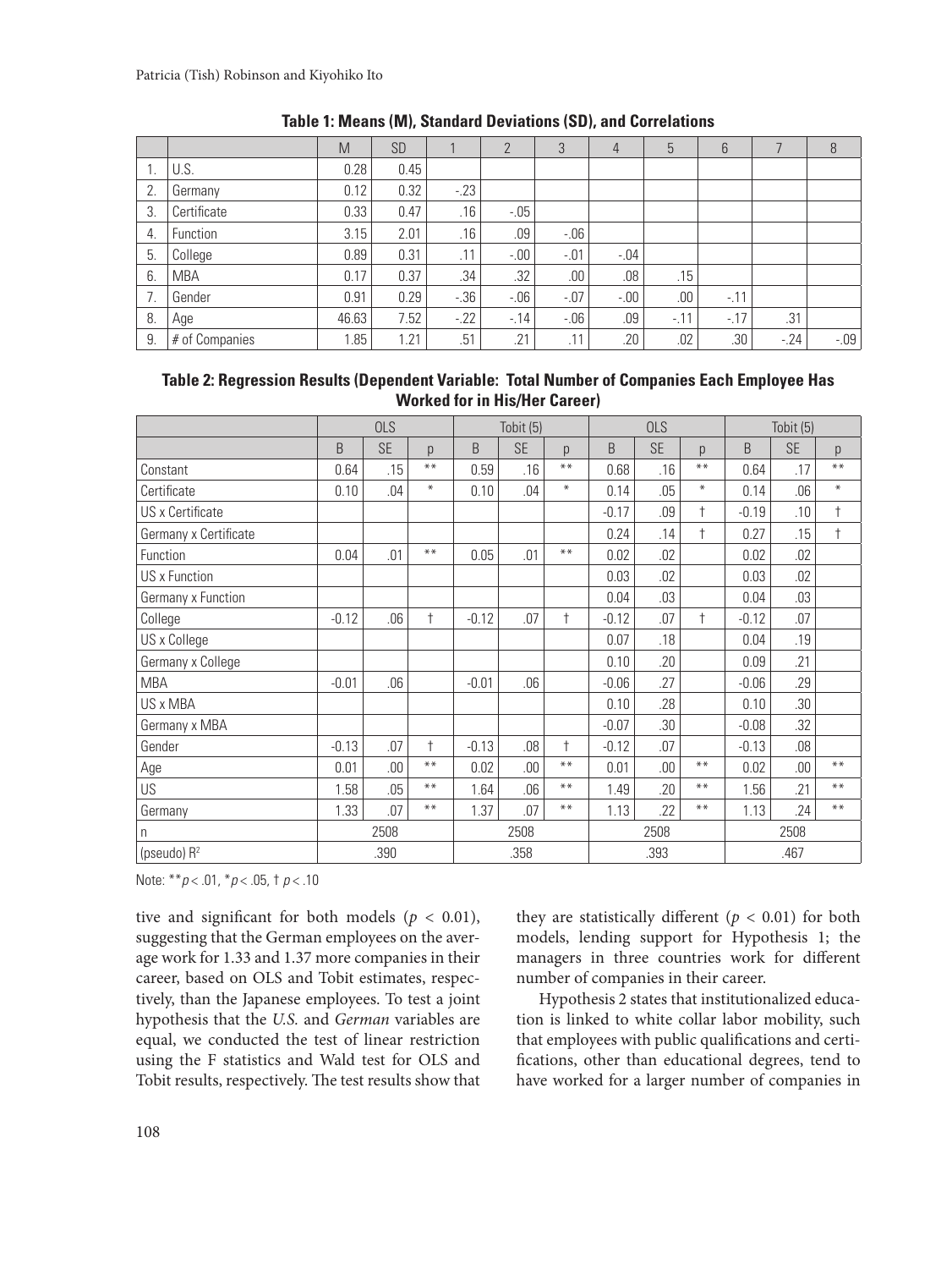**Table 1: Means (M), Standard Deviations (SD), and Correlations**

| | | M | SD | 1 | 2 | 3 | 4 | 5 | 6 | 7 | 8 |
|---|---|---|---|---|---|---|---|---|---|---|---|
| 1. | U.S. | 0.28 | 0.45 | | | | | | | | |
| 2. | Germany | 0.12 | 0.32 | -.23 | | | | | | | |
| 3. | Certificate | 0.33 | 0.47 | .16 | -.05 | | | | | | |
| 4. | Function | 3.15 | 2.01 | .16 | .09 | -.06 | | | | | |
| 5. | College | 0.89 | 0.31 | .11 | -.00 | -.01 | -.04 | | | | |
| 6. | MBA | 0.17 | 0.37 | .34 | .32 | .00 | .08 | .15 | | | |
| 7. | Gender | 0.91 | 0.29 | -.36 | -.06 | -.07 | -.00 | .00 | -.11 | | |
| 8. | Age | 46.63 | 7.52 | -.22 | -.14 | -.06 | .09 | -.11 | -.17 | .31 | |
| 9. | # of Companies | 1.85 | 1.21 | .51 | .21 | .11 | .20 | .02 | .30 | -.24 | -.09 |

**Table 2: Regression Results (Dependent Variable: Total Number of Companies Each Employee Has Worked for in His/Her Career)**

| | OLS | | | Tobit (5) | | | OLS | | | Tobit (5) | | |
|---|---|---|---|---|---|---|---|---|---|---|---|---|
| | B | SE | p | B | SE | p | B | SE | p | B | SE | p |
| Constant | 0.64 | .15 | ** | 0.59 | .16 | ** | 0.68 | .16 | ** | 0.64 | .17 | ** |
| Certificate | 0.10 | .04 | * | 0.10 | .04 | * | 0.14 | .05 | * | 0.14 | .06 | * |
| US x Certificate | | | | | | | -0.17 | .09 | † | -0.19 | .10 | † |
| Germany x Certificate | | | | | | | 0.24 | .14 | † | 0.27 | .15 | † |
| Function | 0.04 | .01 | ** | 0.05 | .01 | ** | 0.02 | .02 | | 0.02 | .02 | |
| US x Function | | | | | | | 0.03 | .02 | | 0.03 | .02 | |
| Germany x Function | | | | | | | 0.04 | .03 | | 0.04 | .03 | |
| College | -0.12 | .06 | † | -0.12 | .07 | † | -0.12 | .07 | † | -0.12 | .07 | |
| US x College | | | | | | | 0.07 | .18 | | 0.04 | .19 | |
| Germany x College | | | | | | | 0.10 | .20 | | 0.09 | .21 | |
| MBA | -0.01 | .06 | | -0.01 | .06 | | -0.06 | .27 | | -0.06 | .29 | |
| US x MBA | | | | | | | 0.10 | .28 | | 0.10 | .30 | |
| Germany x MBA | | | | | | | -0.07 | .30 | | -0.08 | .32 | |
| Gender | -0.13 | .07 | † | -0.13 | .08 | † | -0.12 | .07 | | -0.13 | .08 | |
| Age | 0.01 | .00 | ** | 0.02 | .00 | ** | 0.01 | .00 | ** | 0.02 | .00 | ** |
| US | 1.58 | .05 | ** | 1.64 | .06 | ** | 1.49 | .20 | ** | 1.56 | .21 | ** |
| Germany | 1.33 | .07 | ** | 1.37 | .07 | ** | 1.13 | .22 | ** | 1.13 | .24 | ** |
| n | 2508 | | | 2508 | | | 2508 | | | 2508 | | |
| (pseudo) $R^2$ | .390 | | | .358 | | | .393 | | | .467 | | |

Note: ** $p < .01$, * $p < .05$, † $p < .10$

tive and significant for both models ($p < 0.01$), suggesting that the German employees on the average work for 1.33 and 1.37 more companies in their career, based on OLS and Tobit estimates, respectively, than the Japanese employees. To test a joint hypothesis that the *U.S.* and *German* variables are equal, we conducted the test of linear restriction using the F statistics and Wald test for OLS and Tobit results, respectively. The test results show that they are statistically different ($p < 0.01$) for both models, lending support for Hypothesis 1; the managers in three countries work for different number of companies in their career.

Hypothesis 2 states that institutionalized education is linked to white collar labor mobility, such that employees with public qualifications and certifications, other than educational degrees, tend to have worked for a larger number of companies in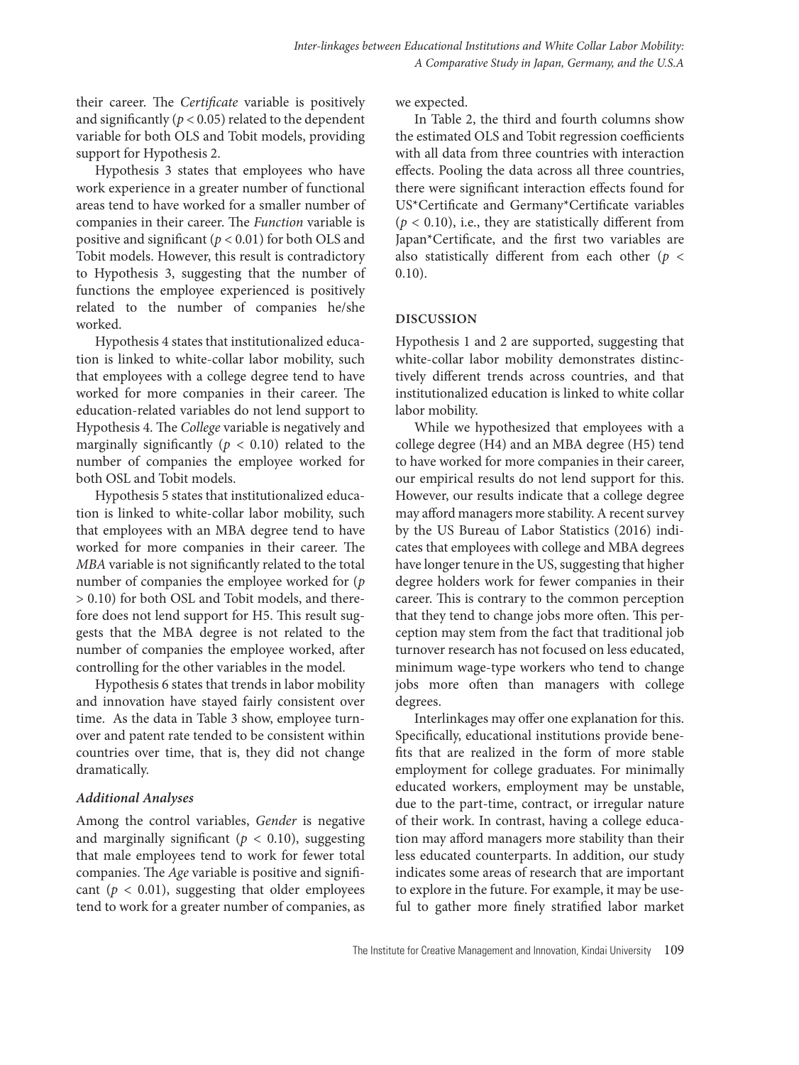their career. The *Certificate* variable is positively and significantly ($p < 0.05$) related to the dependent variable for both OLS and Tobit models, providing support for Hypothesis 2.

Hypothesis 3 states that employees who have work experience in a greater number of functional areas tend to have worked for a smaller number of companies in their career. The *Function* variable is positive and significant ($p < 0.01$) for both OLS and Tobit models. However, this result is contradictory to Hypothesis 3, suggesting that the number of functions the employee experienced is positively related to the number of companies he/she worked.

Hypothesis 4 states that institutionalized education is linked to white-collar labor mobility, such that employees with a college degree tend to have worked for more companies in their career. The education-related variables do not lend support to Hypothesis 4. The *College* variable is negatively and marginally significantly ($p < 0.10$) related to the number of companies the employee worked for for both OSL and Tobit models.

Hypothesis 5 states that institutionalized education is linked to white-collar labor mobility, such that employees with an MBA degree tend to have worked for more companies in their career. The *MBA* variable is not significantly related to the total number of companies the employee worked for ($p > 0.10$) for both OSL and Tobit models, and therefore does not lend support for H5. This result suggests that the MBA degree is not related to the number of companies the employee worked, after controlling for the other variables in the model.

Hypothesis 6 states that trends in labor mobility and innovation have stayed fairly consistent over time. As the data in Table 3 show, employee turnover and patent rate tended to be consistent within countries over time, that is, they did not change dramatically.

### *Additional Analyses*

Among the control variables, *Gender* is negative and marginally significant ($p < 0.10$), suggesting that male employees tend to work for fewer total companies. The *Age* variable is positive and significant ($p < 0.01$), suggesting that older employees tend to work for a greater number of companies, as we expected.

In Table 2, the third and fourth columns show the estimated OLS and Tobit regression coefficients with all data from three countries with interaction effects. Pooling the data across all three countries, there were significant interaction effects found for US\*Certificate and Germany\*Certificate variables ($p < 0.10$), i.e., they are statistically different from Japan\*Certificate, and the first two variables are also statistically different from each other ($p < 0.10$).

## DISCUSSION

Hypothesis 1 and 2 are supported, suggesting that white-collar labor mobility demonstrates distinctively different trends across countries, and that institutionalized education is linked to white collar labor mobility.

While we hypothesized that employees with a college degree (H4) and an MBA degree (H5) tend to have worked for more companies in their career, our empirical results do not lend support for this. However, our results indicate that a college degree may afford managers more stability. A recent survey by the US Bureau of Labor Statistics (2016) indicates that employees with college and MBA degrees have longer tenure in the US, suggesting that higher degree holders work for fewer companies in their career. This is contrary to the common perception that they tend to change jobs more often. This perception may stem from the fact that traditional job turnover research has not focused on less educated, minimum wage-type workers who tend to change jobs more often than managers with college degrees.

Interlinkages may offer one explanation for this. Specifically, educational institutions provide benefits that are realized in the form of more stable employment for college graduates. For minimally educated workers, employment may be unstable, due to the part-time, contract, or irregular nature of their work. In contrast, having a college education may afford managers more stability than their less educated counterparts. In addition, our study indicates some areas of research that are important to explore in the future. For example, it may be useful to gather more finely stratified labor market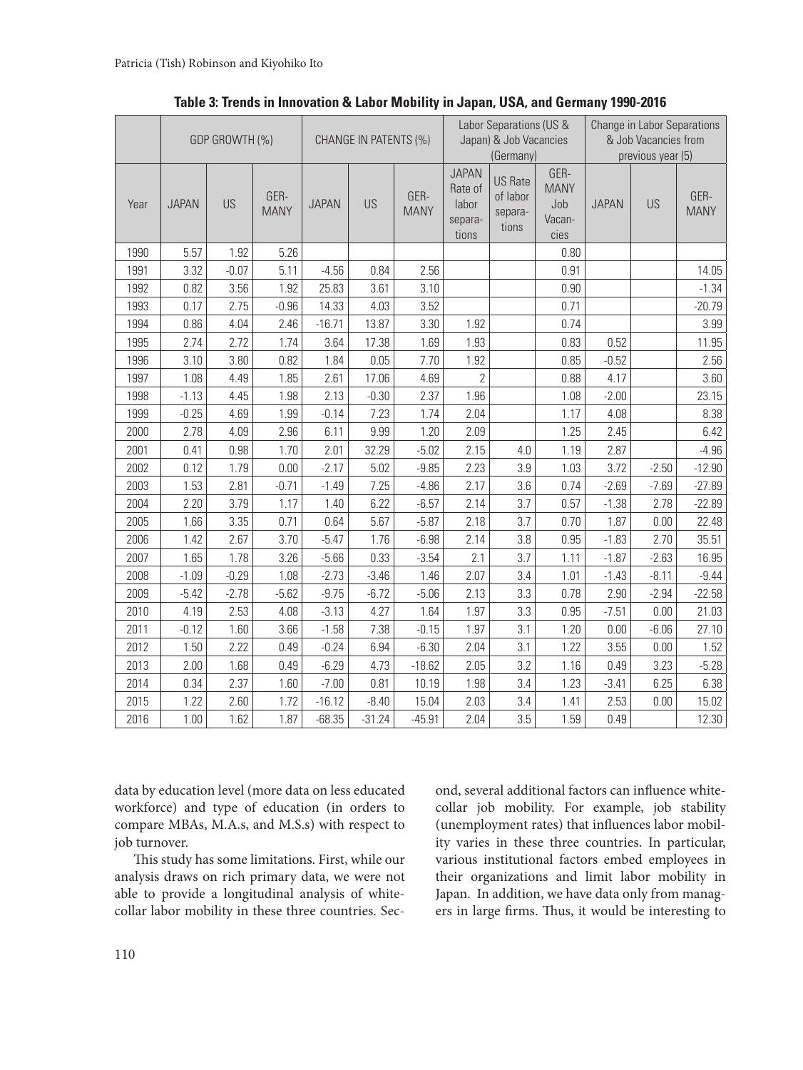**Table 3: Trends in Innovation & Labor Mobility in Japan, USA, and Germany 1990-2016**

| | GDP GROWTH (%) | | | CHANGE IN PATENTS (%) | | | Labor Separations (US & Japan) & Job Vacancies (Germany) | | | Change in Labor Separations & Job Vacancies from previous year (5) | | |
|---|---|---|---|---|---|---|---|---|---|---|---|---|
| Year | JAPAN | US | GERMANY | JAPAN | US | GERMANY | JAPAN Rate of labor separations | US Rate of labor separations | GERMANY Job Vacancies | JAPAN | US | GERMANY |
| 1990 | 5.57 | 1.92 | 5.26 | | | | | | 0.80 | | | |
| 1991 | 3.32 | -0.07 | 5.11 | -4.56 | 0.84 | 2.56 | | | 0.91 | | | 14.05 |
| 1992 | 0.82 | 3.56 | 1.92 | 25.83 | 3.61 | 3.10 | | | 0.90 | | | -1.34 |
| 1993 | 0.17 | 2.75 | -0.96 | 14.33 | 4.03 | 3.52 | | | 0.71 | | | -20.79 |
| 1994 | 0.86 | 4.04 | 2.46 | -16.71 | 13.87 | 3.30 | 1.92 | | 0.74 | | | 3.99 |
| 1995 | 2.74 | 2.72 | 1.74 | 3.64 | 17.38 | 1.69 | 1.93 | | 0.83 | 0.52 | | 11.95 |
| 1996 | 3.10 | 3.80 | 0.82 | 1.84 | 0.05 | 7.70 | 1.92 | | 0.85 | -0.52 | | 2.56 |
| 1997 | 1.08 | 4.49 | 1.85 | 2.61 | 17.06 | 4.69 | 2 | | 0.88 | 4.17 | | 3.60 |
| 1998 | -1.13 | 4.45 | 1.98 | 2.13 | -0.30 | 2.37 | 1.96 | | 1.08 | -2.00 | | 23.15 |
| 1999 | -0.25 | 4.69 | 1.99 | -0.14 | 7.23 | 1.74 | 2.04 | | 1.17 | 4.08 | | 8.38 |
| 2000 | 2.78 | 4.09 | 2.96 | 6.11 | 9.99 | 1.20 | 2.09 | | 1.25 | 2.45 | | 6.42 |
| 2001 | 0.41 | 0.98 | 1.70 | 2.01 | 32.29 | -5.02 | 2.15 | 4.0 | 1.19 | 2.87 | | -4.96 |
| 2002 | 0.12 | 1.79 | 0.00 | -2.17 | 5.02 | -9.85 | 2.23 | 3.9 | 1.03 | 3.72 | -2.50 | -12.90 |
| 2003 | 1.53 | 2.81 | -0.71 | -1.49 | 7.25 | -4.86 | 2.17 | 3.6 | 0.74 | -2.69 | -7.69 | -27.89 |
| 2004 | 2.20 | 3.79 | 1.17 | 1.40 | 6.22 | -6.57 | 2.14 | 3.7 | 0.57 | -1.38 | 2.78 | -22.89 |
| 2005 | 1.66 | 3.35 | 0.71 | 0.64 | 5.67 | -5.87 | 2.18 | 3.7 | 0.70 | 1.87 | 0.00 | 22.48 |
| 2006 | 1.42 | 2.67 | 3.70 | -5.47 | 1.76 | -6.98 | 2.14 | 3.8 | 0.95 | -1.83 | 2.70 | 35.51 |
| 2007 | 1.65 | 1.78 | 3.26 | -5.66 | 0.33 | -3.54 | 2.1 | 3.7 | 1.11 | -1.87 | -2.63 | 16.95 |
| 2008 | -1.09 | -0.29 | 1.08 | -2.73 | -3.46 | 1.46 | 2.07 | 3.4 | 1.01 | -1.43 | -8.11 | -9.44 |
| 2009 | -5.42 | -2.78 | -5.62 | -9.75 | -6.72 | -5.06 | 2.13 | 3.3 | 0.78 | 2.90 | -2.94 | -22.58 |
| 2010 | 4.19 | 2.53 | 4.08 | -3.13 | 4.27 | 1.64 | 1.97 | 3.3 | 0.95 | -7.51 | 0.00 | 21.03 |
| 2011 | -0.12 | 1.60 | 3.66 | -1.58 | 7.38 | -0.15 | 1.97 | 3.1 | 1.20 | 0.00 | -6.06 | 27.10 |
| 2012 | 1.50 | 2.22 | 0.49 | -0.24 | 6.94 | -6.30 | 2.04 | 3.1 | 1.22 | 3.55 | 0.00 | 1.52 |
| 2013 | 2.00 | 1.68 | 0.49 | -6.29 | 4.73 | -18.62 | 2.05 | 3.2 | 1.16 | 0.49 | 3.23 | -5.28 |
| 2014 | 0.34 | 2.37 | 1.60 | -7.00 | 0.81 | 10.19 | 1.98 | 3.4 | 1.23 | -3.41 | 6.25 | 6.38 |
| 2015 | 1.22 | 2.60 | 1.72 | -16.12 | -8.40 | 15.04 | 2.03 | 3.4 | 1.41 | 2.53 | 0.00 | 15.02 |
| 2016 | 1.00 | 1.62 | 1.87 | -68.35 | -31.24 | -45.91 | 2.04 | 3.5 | 1.59 | 0.49 | | 12.30 |

data by education level (more data on less educated workforce) and type of education (in orders to compare MBAs, M.A.s, and M.S.s) with respect to job turnover.

This study has some limitations. First, while our analysis draws on rich primary data, we were not able to provide a longitudinal analysis of white-collar labor mobility in these three countries. Second, several additional factors can influence white-collar job mobility. For example, job stability (unemployment rates) that influences labor mobility varies in these three countries. In particular, various institutional factors embed employees in their organizations and limit labor mobility in Japan. In addition, we have data only from managers in large firms. Thus, it would be interesting to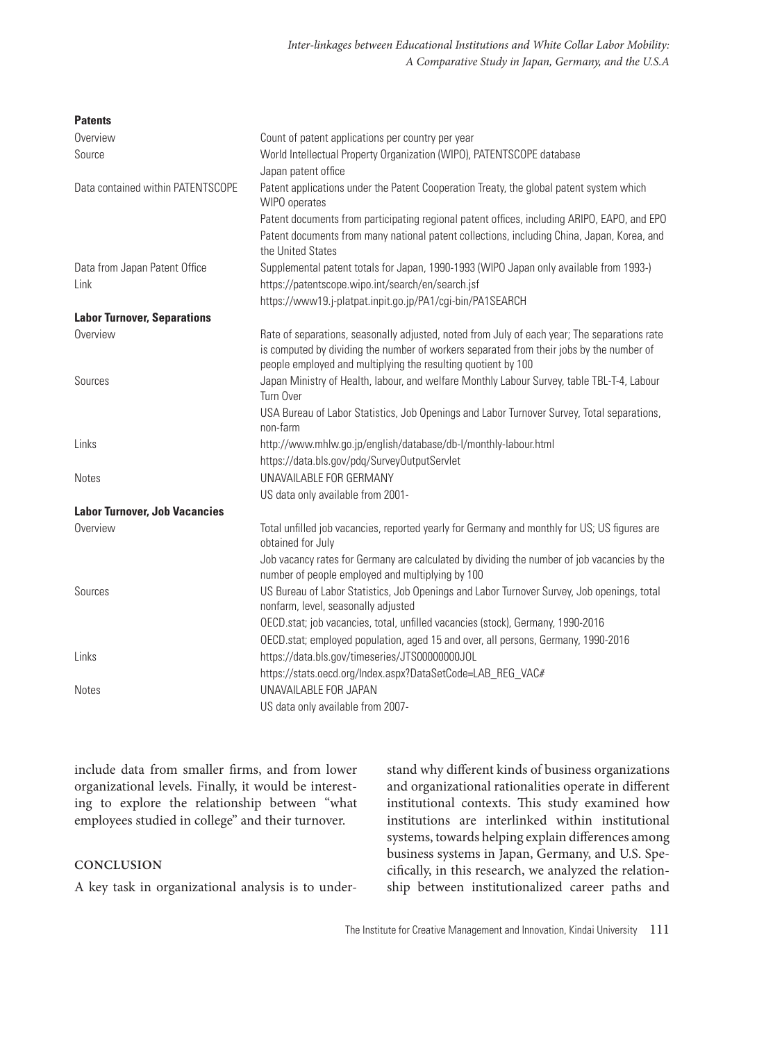| | |
|---|---|
| **Patents** | |
| Overview | Count of patent applications per country per year |
| Source | World Intellectual Property Organization (WIPO), PATENTSCOPE database |
| | Japan patent office |
| Data contained within PATENTSCOPE | Patent applications under the Patent Cooperation Treaty, the global patent system which WIPO operates |
| | Patent documents from participating regional patent offices, including ARIPO, EAPO, and EPO |
| | Patent documents from many national patent collections, including China, Japan, Korea, and the United States |
| Data from Japan Patent Office | Supplemental patent totals for Japan, 1990-1993 (WIPO Japan only available from 1993-) |
| Link | https://patentscope.wipo.int/search/en/search.jsf |
| | https://www19.j-platpat.inpit.go.jp/PA1/cgi-bin/PA1SEARCH |
| **Labor Turnover, Separations** | |
| Overview | Rate of separations, seasonally adjusted, noted from July of each year; The separations rate is computed by dividing the number of workers separated from their jobs by the number of people employed and multiplying the resulting quotient by 100 |
| Sources | Japan Ministry of Health, labour, and welfare Monthly Labour Survey, table TBL-T-4, Labour Turn Over |
| | USA Bureau of Labor Statistics, Job Openings and Labor Turnover Survey, Total separations, non-farm |
| Links | http://www.mhlw.go.jp/english/database/db-l/monthly-labour.html |
| | https://data.bls.gov/pdq/SurveyOutputServlet |
| Notes | UNAVAILABLE FOR GERMANY |
| | US data only available from 2001- |
| **Labor Turnover, Job Vacancies** | |
| Overview | Total unfilled job vacancies, reported yearly for Germany and monthly for US; US figures are obtained for July |
| | Job vacancy rates for Germany are calculated by dividing the number of job vacancies by the number of people employed and multiplying by 100 |
| Sources | US Bureau of Labor Statistics, Job Openings and Labor Turnover Survey, Job openings, total nonfarm, level, seasonally adjusted |
| | OECD.stat; job vacancies, total, unfilled vacancies (stock), Germany, 1990-2016 |
| | OECD.stat; employed population, aged 15 and over, all persons, Germany, 1990-2016 |
| Links | https://data.bls.gov/timeseries/JTS00000000JOL |
| | https://stats.oecd.org/Index.aspx?DataSetCode=LAB_REG_VAC# |
| Notes | UNAVAILABLE FOR JAPAN |
| | US data only available from 2007- |

include data from smaller firms, and from lower organizational levels. Finally, it would be interesting to explore the relationship between "what employees studied in college" and their turnover.

## CONCLUSION

A key task in organizational analysis is to understand why different kinds of business organizations and organizational rationalities operate in different institutional contexts. This study examined how institutions are interlinked within institutional systems, towards helping explain differences among business systems in Japan, Germany, and U.S. Specifically, in this research, we analyzed the relationship between institutionalized career paths and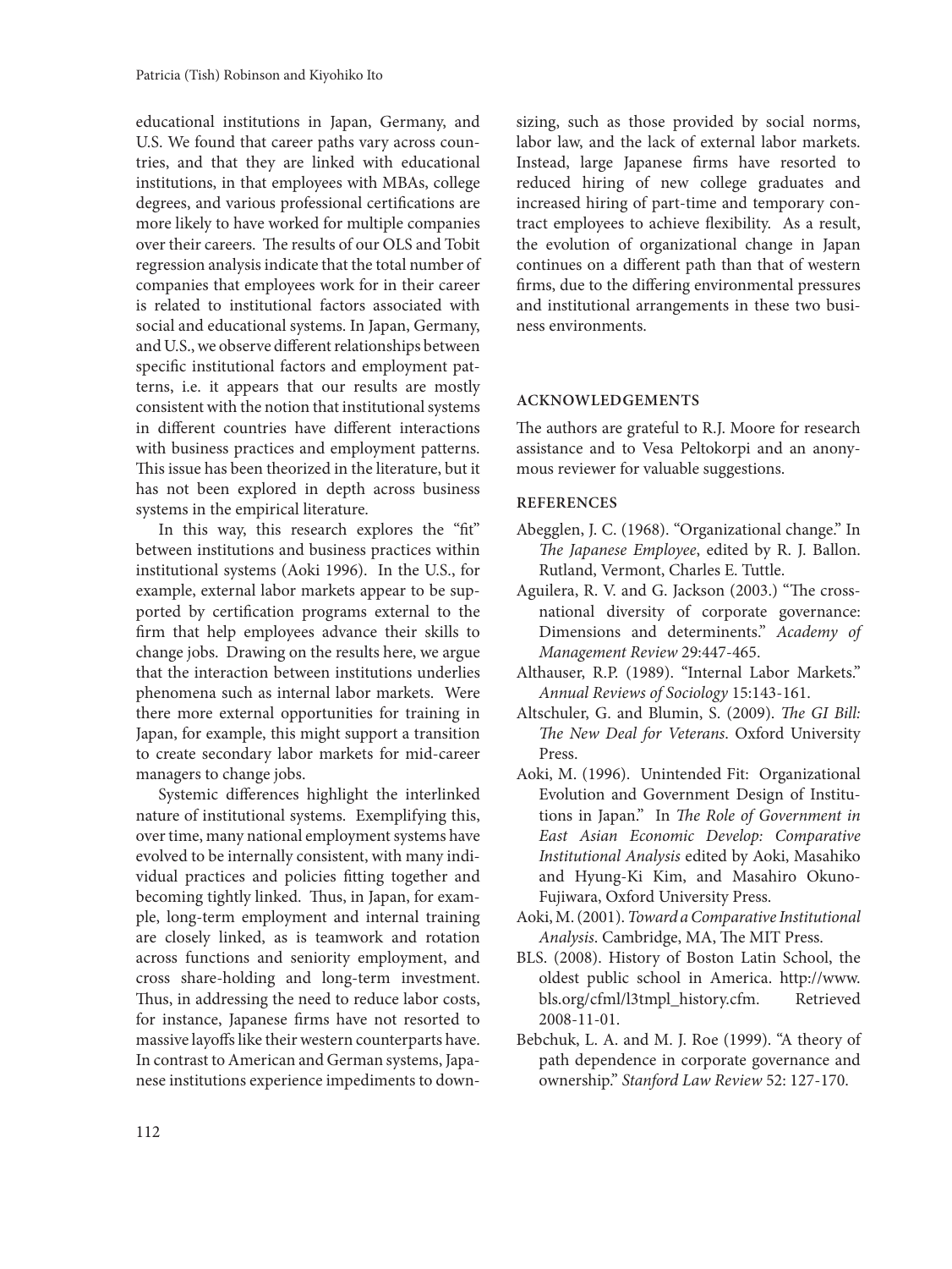educational institutions in Japan, Germany, and U.S. We found that career paths vary across countries, and that they are linked with educational institutions, in that employees with MBAs, college degrees, and various professional certifications are more likely to have worked for multiple companies over their careers. The results of our OLS and Tobit regression analysis indicate that the total number of companies that employees work for in their career is related to institutional factors associated with social and educational systems. In Japan, Germany, and U.S., we observe different relationships between specific institutional factors and employment patterns, i.e. it appears that our results are mostly consistent with the notion that institutional systems in different countries have different interactions with business practices and employment patterns. This issue has been theorized in the literature, but it has not been explored in depth across business systems in the empirical literature.

In this way, this research explores the "fit" between institutions and business practices within institutional systems (Aoki 1996). In the U.S., for example, external labor markets appear to be supported by certification programs external to the firm that help employees advance their skills to change jobs. Drawing on the results here, we argue that the interaction between institutions underlies phenomena such as internal labor markets. Were there more external opportunities for training in Japan, for example, this might support a transition to create secondary labor markets for mid-career managers to change jobs.

Systemic differences highlight the interlinked nature of institutional systems. Exemplifying this, over time, many national employment systems have evolved to be internally consistent, with many individual practices and policies fitting together and becoming tightly linked. Thus, in Japan, for example, long-term employment and internal training are closely linked, as is teamwork and rotation across functions and seniority employment, and cross share-holding and long-term investment. Thus, in addressing the need to reduce labor costs, for instance, Japanese firms have not resorted to massive layoffs like their western counterparts have. In contrast to American and German systems, Japanese institutions experience impediments to downsizing, such as those provided by social norms, labor law, and the lack of external labor markets. Instead, large Japanese firms have resorted to reduced hiring of new college graduates and increased hiring of part-time and temporary contract employees to achieve flexibility. As a result, the evolution of organizational change in Japan continues on a different path than that of western firms, due to the differing environmental pressures and institutional arrangements in these two business environments.

## ACKNOWLEDGEMENTS

The authors are grateful to R.J. Moore for research assistance and to Vesa Peltokorpi and an anonymous reviewer for valuable suggestions.

## REFERENCES

Abegglen, J. C. (1968). "Organizational change." In *The Japanese Employee*, edited by R. J. Ballon. Rutland, Vermont, Charles E. Tuttle.

Aguilera, R. V. and G. Jackson (2003.) "The cross-national diversity of corporate governance: Dimensions and determinents." *Academy of Management Review* 29:447-465.

Althauser, R.P. (1989). "Internal Labor Markets." *Annual Reviews of Sociology* 15:143-161.

Altschuler, G. and Blumin, S. (2009). *The GI Bill: The New Deal for Veterans*. Oxford University Press.

Aoki, M. (1996). Unintended Fit: Organizational Evolution and Government Design of Institutions in Japan." In *The Role of Government in East Asian Economic Develop: Comparative Institutional Analysis* edited by Aoki, Masahiko and Hyung-Ki Kim, and Masahiro Okuno-Fujiwara, Oxford University Press.

Aoki, M. (2001). *Toward a Comparative Institutional Analysis*. Cambridge, MA, The MIT Press.

BLS. (2008). History of Boston Latin School, the oldest public school in America. http://www.bls.org/cfml/l3tmpl_history.cfm. Retrieved 2008-11-01.

Bebchuk, L. A. and M. J. Roe (1999). "A theory of path dependence in corporate governance and ownership." *Stanford Law Review* 52: 127-170.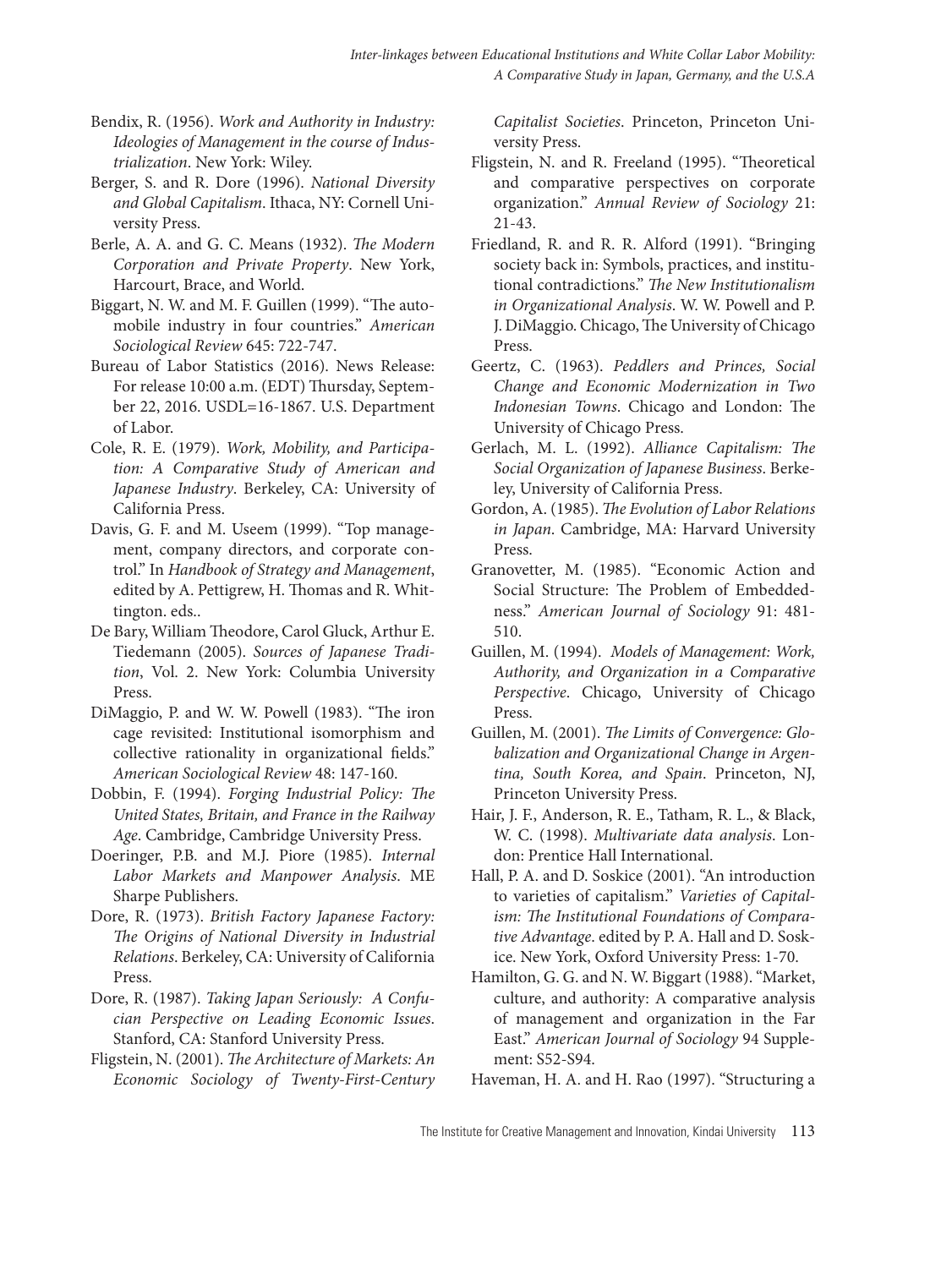Bendix, R. (1956). *Work and Authority in Industry: Ideologies of Management in the course of Industrialization*. New York: Wiley.

Berger, S. and R. Dore (1996). *National Diversity and Global Capitalism*. Ithaca, NY: Cornell University Press.

Berle, A. A. and G. C. Means (1932). *The Modern Corporation and Private Property*. New York, Harcourt, Brace, and World.

Biggart, N. W. and M. F. Guillen (1999). "The automobile industry in four countries." *American Sociological Review* 645: 722-747.

Bureau of Labor Statistics (2016). News Release: For release 10:00 a.m. (EDT) Thursday, September 22, 2016. USDL=16-1867. U.S. Department of Labor.

Cole, R. E. (1979). *Work, Mobility, and Participation: A Comparative Study of American and Japanese Industry*. Berkeley, CA: University of California Press.

Davis, G. F. and M. Useem (1999). "Top management, company directors, and corporate control." In *Handbook of Strategy and Management*, edited by A. Pettigrew, H. Thomas and R. Whittington. eds..

De Bary, William Theodore, Carol Gluck, Arthur E. Tiedemann (2005). *Sources of Japanese Tradition*, Vol. 2. New York: Columbia University Press.

DiMaggio, P. and W. W. Powell (1983). "The iron cage revisited: Institutional isomorphism and collective rationality in organizational fields." *American Sociological Review* 48: 147-160.

Dobbin, F. (1994). *Forging Industrial Policy: The United States, Britain, and France in the Railway Age*. Cambridge, Cambridge University Press.

Doeringer, P.B. and M.J. Piore (1985). *Internal Labor Markets and Manpower Analysis*. ME Sharpe Publishers.

Dore, R. (1973). *British Factory Japanese Factory: The Origins of National Diversity in Industrial Relations*. Berkeley, CA: University of California Press.

Dore, R. (1987). *Taking Japan Seriously: A Confucian Perspective on Leading Economic Issues*. Stanford, CA: Stanford University Press.

Fligstein, N. (2001). *The Architecture of Markets: An Economic Sociology of Twenty-First-Century Capitalist Societies*. Princeton, Princeton University Press.

Fligstein, N. and R. Freeland (1995). "Theoretical and comparative perspectives on corporate organization." *Annual Review of Sociology* 21: 21-43.

Friedland, R. and R. R. Alford (1991). "Bringing society back in: Symbols, practices, and institutional contradictions." *The New Institutionalism in Organizational Analysis*. W. W. Powell and P. J. DiMaggio. Chicago, The University of Chicago Press.

Geertz, C. (1963). *Peddlers and Princes, Social Change and Economic Modernization in Two Indonesian Towns*. Chicago and London: The University of Chicago Press.

Gerlach, M. L. (1992). *Alliance Capitalism: The Social Organization of Japanese Business*. Berkeley, University of California Press.

Gordon, A. (1985). *The Evolution of Labor Relations in Japan*. Cambridge, MA: Harvard University Press.

Granovetter, M. (1985). "Economic Action and Social Structure: The Problem of Embeddedness." *American Journal of Sociology* 91: 481-510.

Guillen, M. (1994). *Models of Management: Work, Authority, and Organization in a Comparative Perspective*. Chicago, University of Chicago Press.

Guillen, M. (2001). *The Limits of Convergence: Globalization and Organizational Change in Argentina, South Korea, and Spain*. Princeton, NJ, Princeton University Press.

Hair, J. F., Anderson, R. E., Tatham, R. L., & Black, W. C. (1998). *Multivariate data analysis*. London: Prentice Hall International.

Hall, P. A. and D. Soskice (2001). "An introduction to varieties of capitalism." *Varieties of Capitalism: The Institutional Foundations of Comparative Advantage*. edited by P. A. Hall and D. Soskice. New York, Oxford University Press: 1-70.

Hamilton, G. G. and N. W. Biggart (1988). "Market, culture, and authority: A comparative analysis of management and organization in the Far East." *American Journal of Sociology* 94 Supplement: S52-S94.

Haveman, H. A. and H. Rao (1997). "Structuring a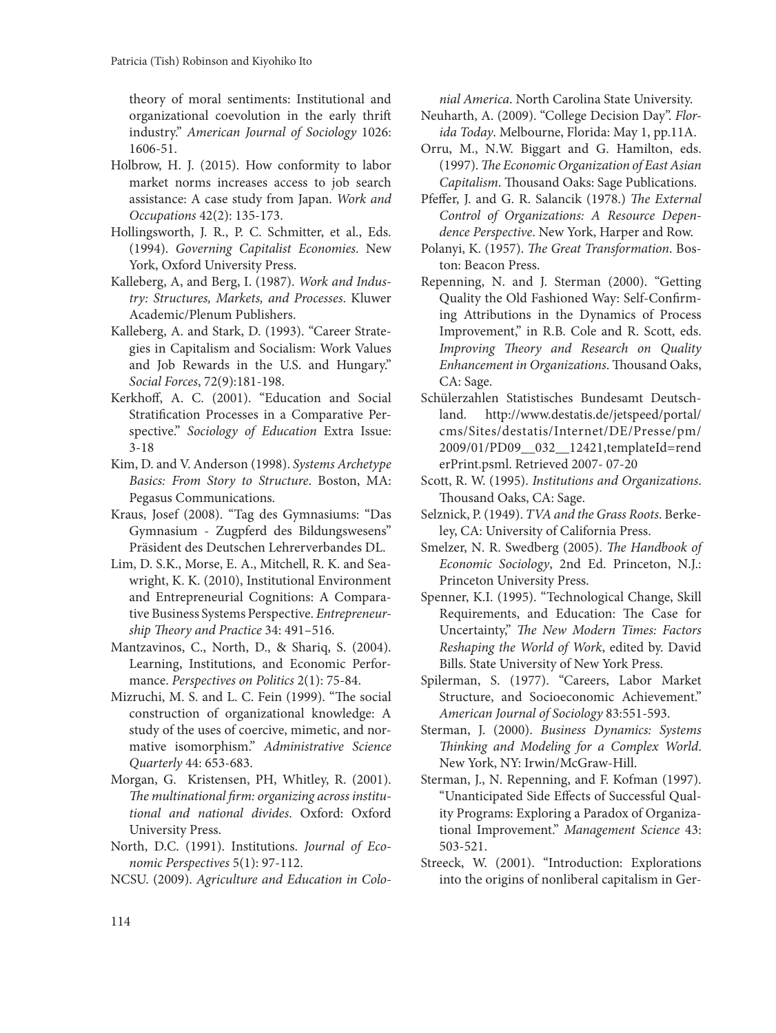theory of moral sentiments: Institutional and organizational coevolution in the early thrift industry." *American Journal of Sociology* 1026: 1606-51.

Holbrow, H. J. (2015). How conformity to labor market norms increases access to job search assistance: A case study from Japan. *Work and Occupations* 42(2): 135-173.

Hollingsworth, J. R., P. C. Schmitter, et al., Eds. (1994). *Governing Capitalist Economies*. New York, Oxford University Press.

Kalleberg, A, and Berg, I. (1987). *Work and Industry: Structures, Markets, and Processes*. Kluwer Academic/Plenum Publishers.

Kalleberg, A. and Stark, D. (1993). "Career Strategies in Capitalism and Socialism: Work Values and Job Rewards in the U.S. and Hungary." *Social Forces*, 72(9):181-198.

Kerkhoff, A. C. (2001). "Education and Social Stratification Processes in a Comparative Perspective." *Sociology of Education* Extra Issue: 3-18

Kim, D. and V. Anderson (1998). *Systems Archetype Basics: From Story to Structure*. Boston, MA: Pegasus Communications.

Kraus, Josef (2008). "Tag des Gymnasiums: "Das Gymnasium - Zugpferd des Bildungswesens" Präsident des Deutschen Lehrerverbandes DL.

Lim, D. S.K., Morse, E. A., Mitchell, R. K. and Seawright, K. K. (2010), Institutional Environment and Entrepreneurial Cognitions: A Comparative Business Systems Perspective. *Entrepreneurship Theory and Practice* 34: 491–516.

Mantzavinos, C., North, D., & Shariq, S. (2004). Learning, Institutions, and Economic Performance. *Perspectives on Politics* 2(1): 75-84.

Mizruchi, M. S. and L. C. Fein (1999). "The social construction of organizational knowledge: A study of the uses of coercive, mimetic, and normative isomorphism." *Administrative Science Quarterly* 44: 653-683.

Morgan, G. Kristensen, PH, Whitley, R. (2001). *The multinational firm: organizing across institutional and national divides*. Oxford: Oxford University Press.

North, D.C. (1991). Institutions. *Journal of Economic Perspectives* 5(1): 97-112.

NCSU. (2009). *Agriculture and Education in Colonial America*. North Carolina State University.

Neuharth, A. (2009). "College Decision Day". *Florida Today*. Melbourne, Florida: May 1, pp.11A.

Orru, M., N.W. Biggart and G. Hamilton, eds. (1997). *The Economic Organization of East Asian Capitalism*. Thousand Oaks: Sage Publications.

Pfeffer, J. and G. R. Salancik (1978.) *The External Control of Organizations: A Resource Dependence Perspective*. New York, Harper and Row.

Polanyi, K. (1957). *The Great Transformation*. Boston: Beacon Press.

Repenning, N. and J. Sterman (2000). "Getting Quality the Old Fashioned Way: Self-Confirming Attributions in the Dynamics of Process Improvement," in R.B. Cole and R. Scott, eds. *Improving Theory and Research on Quality Enhancement in Organizations*. Thousand Oaks, CA: Sage.

Schülerzahlen Statistisches Bundesamt Deutschland. http://www.destatis.de/jetspeed/portal/cms/Sites/destatis/Internet/DE/Presse/pm/2009/01/PD09__032__12421,templateId=renderPrint.psml. Retrieved 2007- 07-20

Scott, R. W. (1995). *Institutions and Organizations*. Thousand Oaks, CA: Sage.

Selznick, P. (1949). *TVA and the Grass Roots*. Berkeley, CA: University of California Press.

Smelzer, N. R. Swedberg (2005). *The Handbook of Economic Sociology*, 2nd Ed. Princeton, N.J.: Princeton University Press.

Spenner, K.I. (1995). "Technological Change, Skill Requirements, and Education: The Case for Uncertainty," *The New Modern Times: Factors Reshaping the World of Work*, edited by. David Bills. State University of New York Press.

Spilerman, S. (1977). "Careers, Labor Market Structure, and Socioeconomic Achievement." *American Journal of Sociology* 83:551-593.

Sterman, J. (2000). *Business Dynamics: Systems Thinking and Modeling for a Complex World*. New York, NY: Irwin/McGraw-Hill.

Sterman, J., N. Repenning, and F. Kofman (1997). "Unanticipated Side Effects of Successful Quality Programs: Exploring a Paradox of Organizational Improvement." *Management Science* 43: 503-521.

Streeck, W. (2001). "Introduction: Explorations into the origins of nonliberal capitalism in Ger-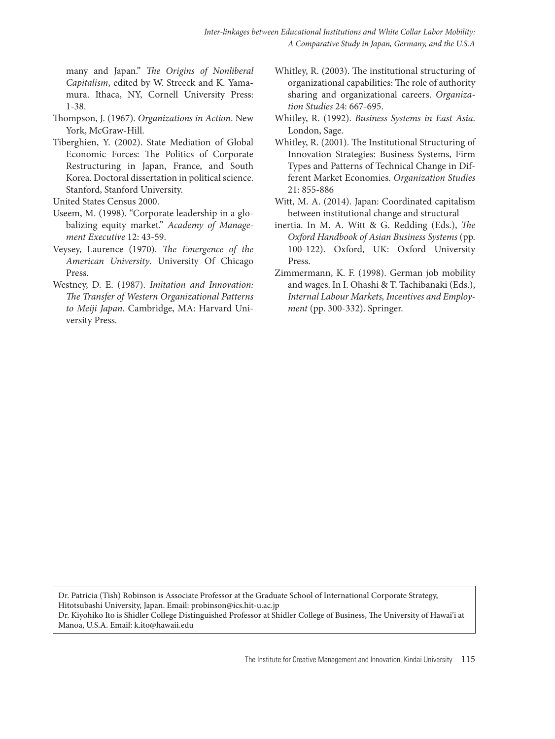many and Japan." *The Origins of Nonliberal Capitalism*, edited by W. Streeck and K. Yamamura. Ithaca, NY, Cornell University Press: 1-38.

Thompson, J. (1967). *Organizations in Action*. New York, McGraw-Hill.

Tiberghien, Y. (2002). State Mediation of Global Economic Forces: The Politics of Corporate Restructuring in Japan, France, and South Korea. Doctoral dissertation in political science. Stanford, Stanford University.

United States Census 2000.

Useem, M. (1998). "Corporate leadership in a globalizing equity market." *Academy of Management Executive* 12: 43-59.

Veysey, Laurence (1970). *The Emergence of the American University*. University Of Chicago Press.

Westney, D. E. (1987). *Imitation and Innovation: The Transfer of Western Organizational Patterns to Meiji Japan*. Cambridge, MA: Harvard University Press.

Whitley, R. (2003). The institutional structuring of organizational capabilities: The role of authority sharing and organizational careers. *Organization Studies* 24: 667-695.

Whitley, R. (1992). *Business Systems in East Asia*. London, Sage.

Whitley, R. (2001). The Institutional Structuring of Innovation Strategies: Business Systems, Firm Types and Patterns of Technical Change in Different Market Economies. *Organization Studies* 21: 855-886

Witt, M. A. (2014). Japan: Coordinated capitalism between institutional change and structural inertia. In M. A. Witt & G. Redding (Eds.), *The Oxford Handbook of Asian Business Systems* (pp. 100-122). Oxford, UK: Oxford University Press.

Zimmermann, K. F. (1998). German job mobility and wages. In I. Ohashi & T. Tachibanaki (Eds.), *Internal Labour Markets, Incentives and Employment* (pp. 300-332). Springer.

Dr. Patricia (Tish) Robinson is Associate Professor at the Graduate School of International Corporate Strategy, Hitotsubashi University, Japan. Email: probinson@ics.hit-u.ac.jp
Dr. Kiyohiko Ito is Shidler College Distinguished Professor at Shidler College of Business, The University of Hawai'i at Manoa, U.S.A. Email: k.ito@hawaii.edu